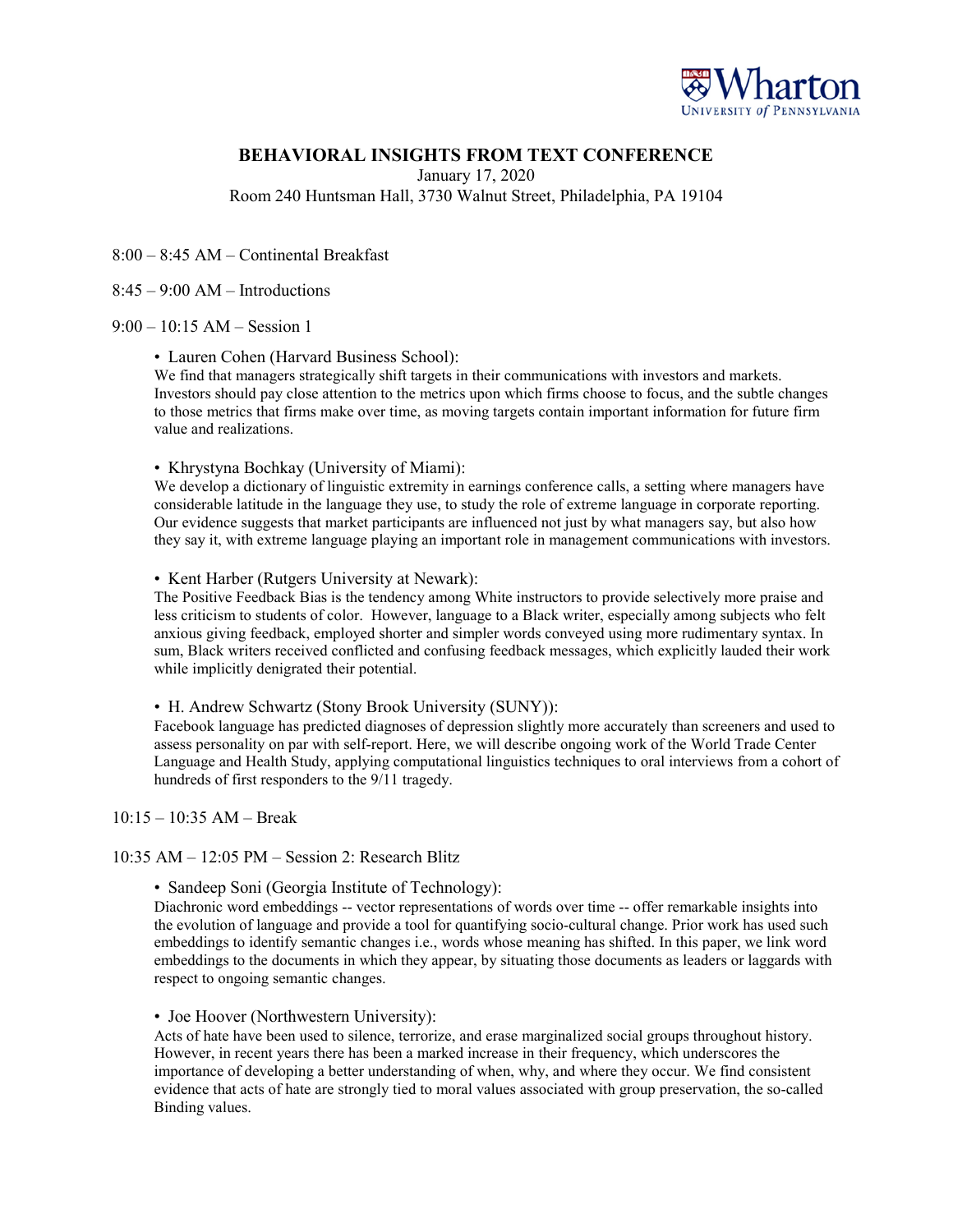Wharton
UNIVERSITY of PENNSYLVANIA

# BEHAVIORAL INSIGHTS FROM TEXT CONFERENCE

January 17, 2020

Room 240 Huntsman Hall, 3730 Walnut Street, Philadelphia, PA 19104

8:00 – 8:45 AM – Continental Breakfast

8:45 – 9:00 AM – Introductions

9:00 – 10:15 AM – Session 1

- Lauren Cohen (Harvard Business School):
  We find that managers strategically shift targets in their communications with investors and markets. Investors should pay close attention to the metrics upon which firms choose to focus, and the subtle changes to those metrics that firms make over time, as moving targets contain important information for future firm value and realizations.

- Khrystyna Bochkay (University of Miami):
  We develop a dictionary of linguistic extremity in earnings conference calls, a setting where managers have considerable latitude in the language they use, to study the role of extreme language in corporate reporting. Our evidence suggests that market participants are influenced not just by what managers say, but also how they say it, with extreme language playing an important role in management communications with investors.

- Kent Harber (Rutgers University at Newark):
  The Positive Feedback Bias is the tendency among White instructors to provide selectively more praise and less criticism to students of color. However, language to a Black writer, especially among subjects who felt anxious giving feedback, employed shorter and simpler words conveyed using more rudimentary syntax. In sum, Black writers received conflicted and confusing feedback messages, which explicitly lauded their work while implicitly denigrated their potential.

- H. Andrew Schwartz (Stony Brook University (SUNY)):
  Facebook language has predicted diagnoses of depression slightly more accurately than screeners and used to assess personality on par with self-report. Here, we will describe ongoing work of the World Trade Center Language and Health Study, applying computational linguistics techniques to oral interviews from a cohort of hundreds of first responders to the 9/11 tragedy.

10:15 – 10:35 AM – Break

10:35 AM – 12:05 PM – Session 2: Research Blitz

- Sandeep Soni (Georgia Institute of Technology):
  Diachronic word embeddings -- vector representations of words over time -- offer remarkable insights into the evolution of language and provide a tool for quantifying socio-cultural change. Prior work has used such embeddings to identify semantic changes i.e., words whose meaning has shifted. In this paper, we link word embeddings to the documents in which they appear, by situating those documents as leaders or laggards with respect to ongoing semantic changes.

- Joe Hoover (Northwestern University):
  Acts of hate have been used to silence, terrorize, and erase marginalized social groups throughout history. However, in recent years there has been a marked increase in their frequency, which underscores the importance of developing a better understanding of when, why, and where they occur. We find consistent evidence that acts of hate are strongly tied to moral values associated with group preservation, the so-called Binding values.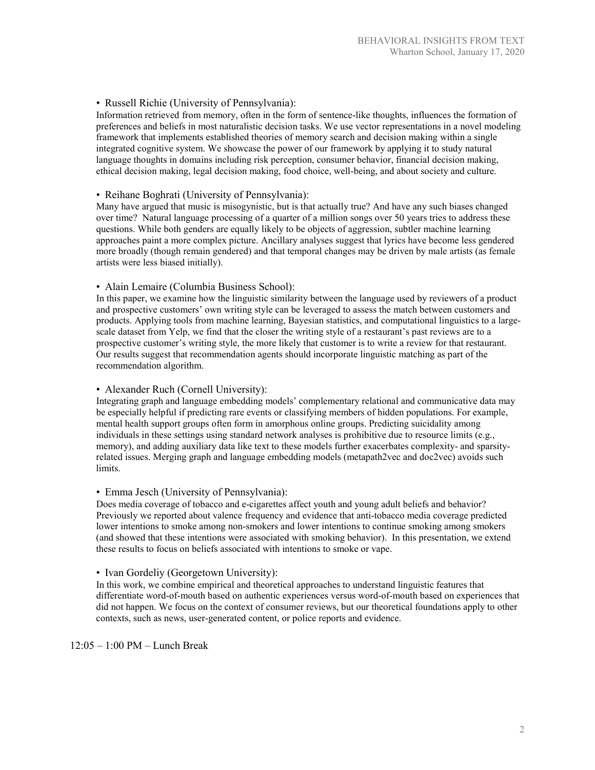- Russell Richie (University of Pennsylvania):

Information retrieved from memory, often in the form of sentence-like thoughts, influences the formation of preferences and beliefs in most naturalistic decision tasks. We use vector representations in a novel modeling framework that implements established theories of memory search and decision making within a single integrated cognitive system. We showcase the power of our framework by applying it to study natural language thoughts in domains including risk perception, consumer behavior, financial decision making, ethical decision making, legal decision making, food choice, well-being, and about society and culture.

- Reihane Boghrati (University of Pennsylvania):

Many have argued that music is misogynistic, but is that actually true? And have any such biases changed over time? Natural language processing of a quarter of a million songs over 50 years tries to address these questions. While both genders are equally likely to be objects of aggression, subtler machine learning approaches paint a more complex picture. Ancillary analyses suggest that lyrics have become less gendered more broadly (though remain gendered) and that temporal changes may be driven by male artists (as female artists were less biased initially).

- Alain Lemaire (Columbia Business School):

In this paper, we examine how the linguistic similarity between the language used by reviewers of a product and prospective customers' own writing style can be leveraged to assess the match between customers and products. Applying tools from machine learning, Bayesian statistics, and computational linguistics to a large-scale dataset from Yelp, we find that the closer the writing style of a restaurant's past reviews are to a prospective customer's writing style, the more likely that customer is to write a review for that restaurant. Our results suggest that recommendation agents should incorporate linguistic matching as part of the recommendation algorithm.

- Alexander Ruch (Cornell University):

Integrating graph and language embedding models' complementary relational and communicative data may be especially helpful if predicting rare events or classifying members of hidden populations. For example, mental health support groups often form in amorphous online groups. Predicting suicidality among individuals in these settings using standard network analyses is prohibitive due to resource limits (e.g., memory), and adding auxiliary data like text to these models further exacerbates complexity- and sparsity-related issues. Merging graph and language embedding models (metapath2vec and doc2vec) avoids such limits.

- Emma Jesch (University of Pennsylvania):

Does media coverage of tobacco and e-cigarettes affect youth and young adult beliefs and behavior? Previously we reported about valence frequency and evidence that anti-tobacco media coverage predicted lower intentions to smoke among non-smokers and lower intentions to continue smoking among smokers (and showed that these intentions were associated with smoking behavior). In this presentation, we extend these results to focus on beliefs associated with intentions to smoke or vape.

- Ivan Gordeliy (Georgetown University):

In this work, we combine empirical and theoretical approaches to understand linguistic features that differentiate word-of-mouth based on authentic experiences versus word-of-mouth based on experiences that did not happen. We focus on the context of consumer reviews, but our theoretical foundations apply to other contexts, such as news, user-generated content, or police reports and evidence.

12:05 – 1:00 PM – Lunch Break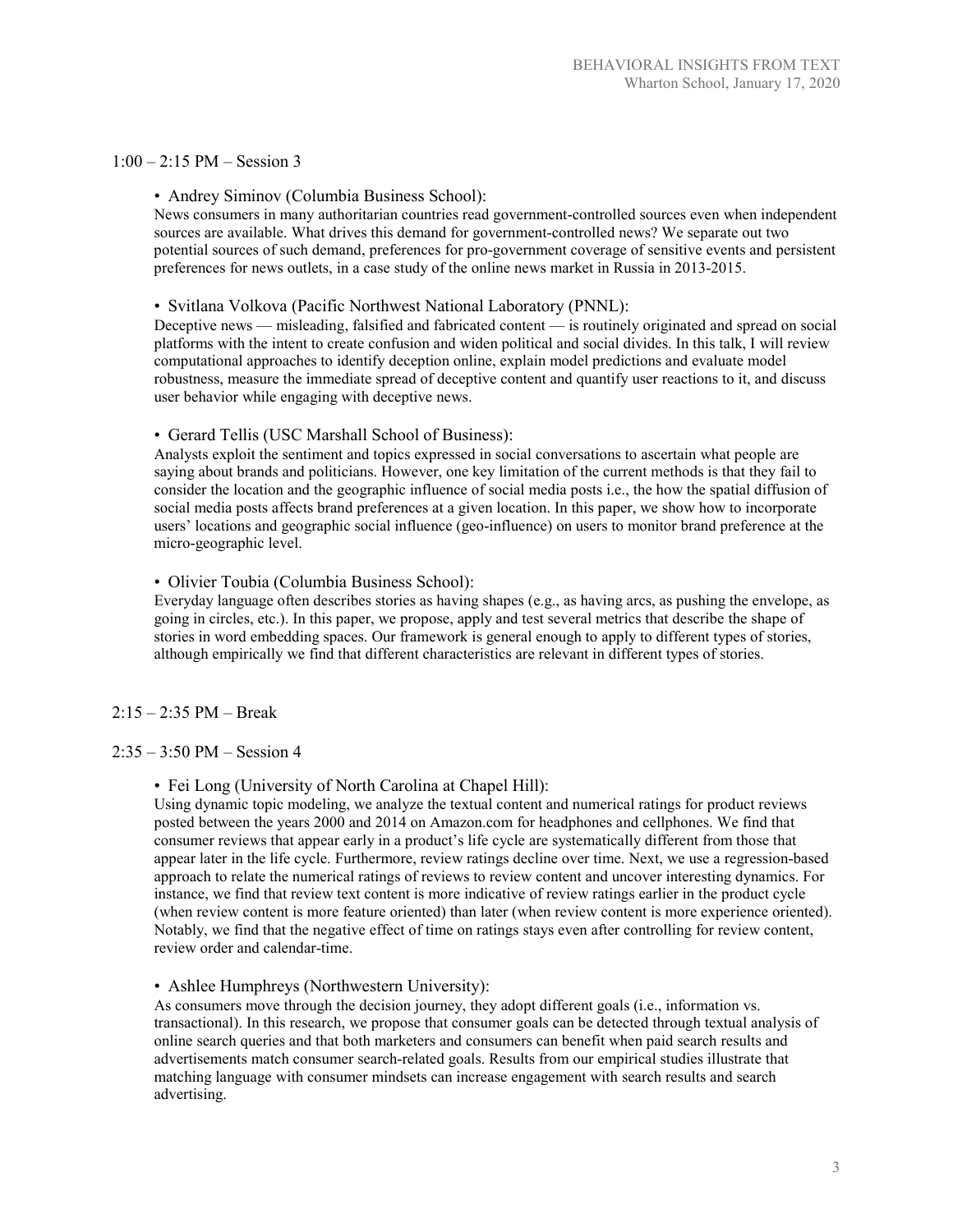1:00 – 2:15 PM – Session 3

- Andrey Siminov (Columbia Business School):

News consumers in many authoritarian countries read government-controlled sources even when independent sources are available. What drives this demand for government-controlled news? We separate out two potential sources of such demand, preferences for pro-government coverage of sensitive events and persistent preferences for news outlets, in a case study of the online news market in Russia in 2013-2015.

- Svitlana Volkova (Pacific Northwest National Laboratory (PNNL):

Deceptive news — misleading, falsified and fabricated content — is routinely originated and spread on social platforms with the intent to create confusion and widen political and social divides. In this talk, I will review computational approaches to identify deception online, explain model predictions and evaluate model robustness, measure the immediate spread of deceptive content and quantify user reactions to it, and discuss user behavior while engaging with deceptive news.

- Gerard Tellis (USC Marshall School of Business):

Analysts exploit the sentiment and topics expressed in social conversations to ascertain what people are saying about brands and politicians. However, one key limitation of the current methods is that they fail to consider the location and the geographic influence of social media posts i.e., the how the spatial diffusion of social media posts affects brand preferences at a given location. In this paper, we show how to incorporate users' locations and geographic social influence (geo-influence) on users to monitor brand preference at the micro-geographic level.

- Olivier Toubia (Columbia Business School):

Everyday language often describes stories as having shapes (e.g., as having arcs, as pushing the envelope, as going in circles, etc.). In this paper, we propose, apply and test several metrics that describe the shape of stories in word embedding spaces. Our framework is general enough to apply to different types of stories, although empirically we find that different characteristics are relevant in different types of stories.

2:15 – 2:35 PM – Break

2:35 – 3:50 PM – Session 4

- Fei Long (University of North Carolina at Chapel Hill):

Using dynamic topic modeling, we analyze the textual content and numerical ratings for product reviews posted between the years 2000 and 2014 on Amazon.com for headphones and cellphones. We find that consumer reviews that appear early in a product's life cycle are systematically different from those that appear later in the life cycle. Furthermore, review ratings decline over time. Next, we use a regression-based approach to relate the numerical ratings of reviews to review content and uncover interesting dynamics. For instance, we find that review text content is more indicative of review ratings earlier in the product cycle (when review content is more feature oriented) than later (when review content is more experience oriented). Notably, we find that the negative effect of time on ratings stays even after controlling for review content, review order and calendar-time.

- Ashlee Humphreys (Northwestern University):

As consumers move through the decision journey, they adopt different goals (i.e., information vs. transactional). In this research, we propose that consumer goals can be detected through textual analysis of online search queries and that both marketers and consumers can benefit when paid search results and advertisements match consumer search-related goals. Results from our empirical studies illustrate that matching language with consumer mindsets can increase engagement with search results and search advertising.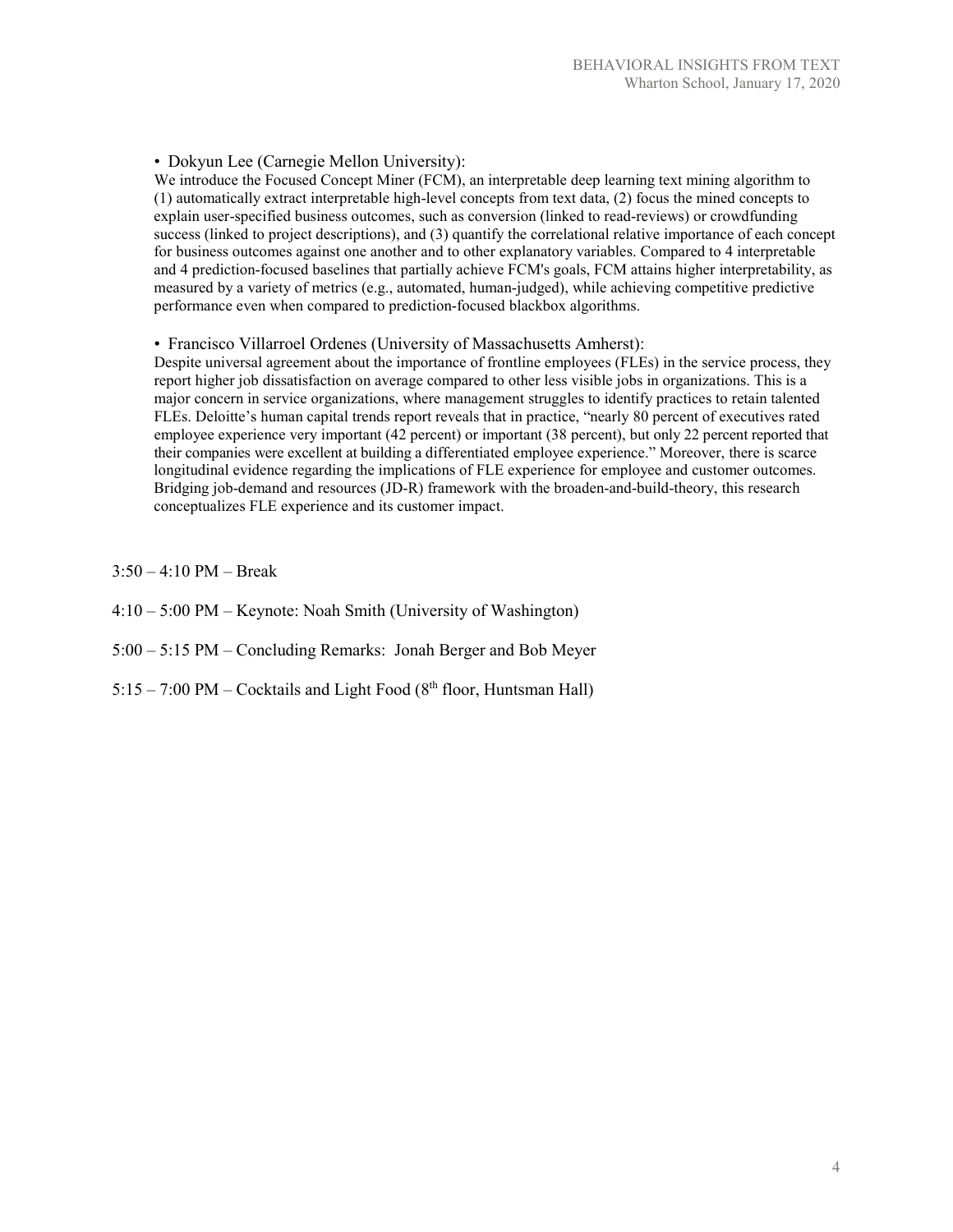- Dokyun Lee (Carnegie Mellon University):

  We introduce the Focused Concept Miner (FCM), an interpretable deep learning text mining algorithm to (1) automatically extract interpretable high-level concepts from text data, (2) focus the mined concepts to explain user-specified business outcomes, such as conversion (linked to read-reviews) or crowdfunding success (linked to project descriptions), and (3) quantify the correlational relative importance of each concept for business outcomes against one another and to other explanatory variables. Compared to 4 interpretable and 4 prediction-focused baselines that partially achieve FCM's goals, FCM attains higher interpretability, as measured by a variety of metrics (e.g., automated, human-judged), while achieving competitive predictive performance even when compared to prediction-focused blackbox algorithms.

- Francisco Villarroel Ordenes (University of Massachusetts Amherst):

  Despite universal agreement about the importance of frontline employees (FLEs) in the service process, they report higher job dissatisfaction on average compared to other less visible jobs in organizations. This is a major concern in service organizations, where management struggles to identify practices to retain talented FLEs. Deloitte's human capital trends report reveals that in practice, "nearly 80 percent of executives rated employee experience very important (42 percent) or important (38 percent), but only 22 percent reported that their companies were excellent at building a differentiated employee experience." Moreover, there is scarce longitudinal evidence regarding the implications of FLE experience for employee and customer outcomes. Bridging job-demand and resources (JD-R) framework with the broaden-and-build-theory, this research conceptualizes FLE experience and its customer impact.

3:50 – 4:10 PM – Break

4:10 – 5:00 PM – Keynote: Noah Smith (University of Washington)

5:00 – 5:15 PM – Concluding Remarks: Jonah Berger and Bob Meyer

5:15 – 7:00 PM – Cocktails and Light Food (8th floor, Huntsman Hall)